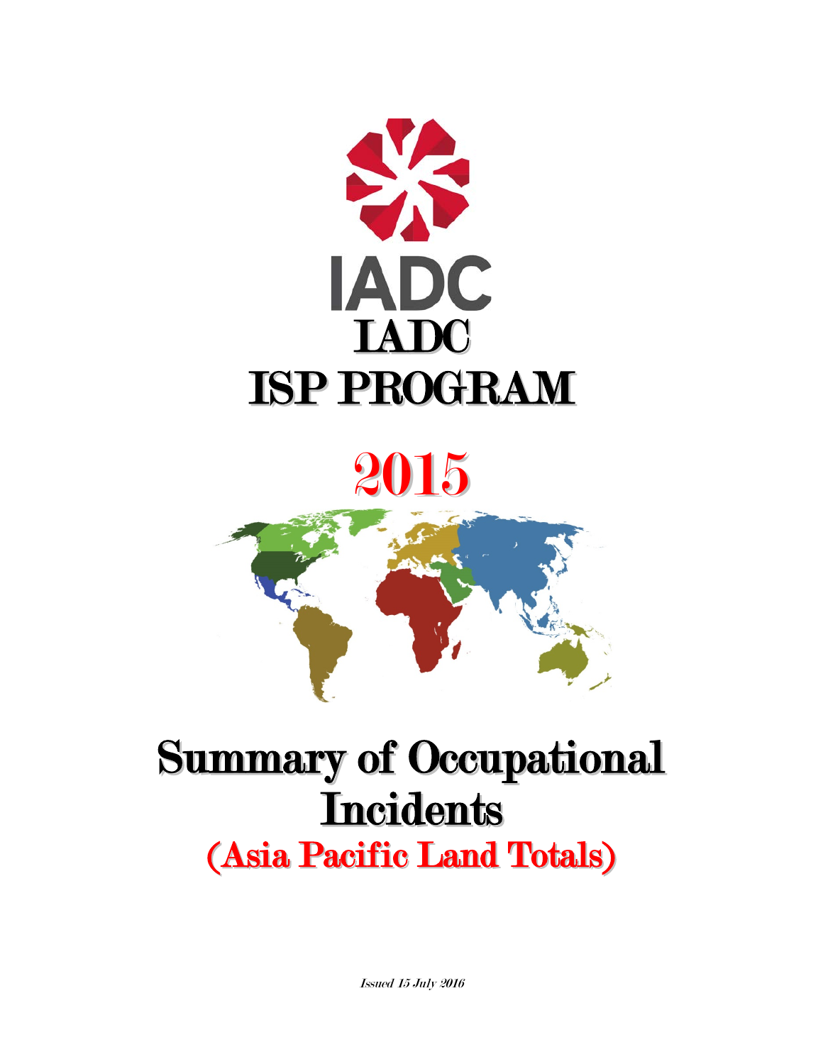# IADC

# ISP PROGRAM

# 2015

# Summary of Occupational Incidents

## (Asia Pacific Land Totals)

*Issued 15 July 2016*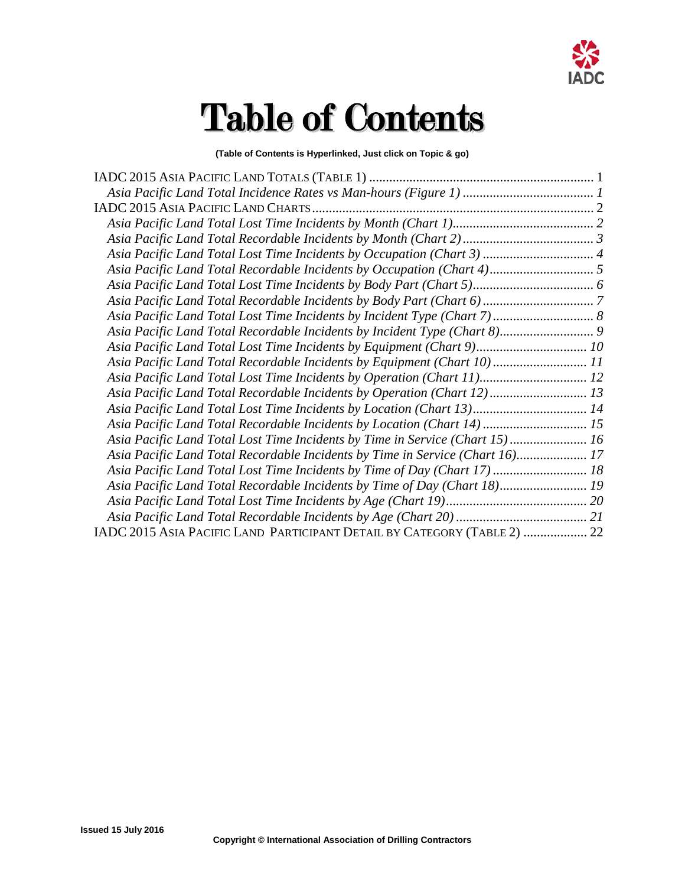# Table of Contents

**(Table of Contents is Hyperlinked, Just click on Topic & go)**

IADC 2015 ASIA PACIFIC LAND TOTALS (TABLE 1) .................................................................. 1
*Asia Pacific Land Total Incidence Rates vs Man-hours (Figure 1) ....................................... 1*
IADC 2015 ASIA PACIFIC LAND CHARTS ..................................................................................... 2
*Asia Pacific Land Total Lost Time Incidents by Month (Chart 1).......................................... 2*
*Asia Pacific Land Total Recordable Incidents by Month (Chart 2)....................................... 3*
*Asia Pacific Land Total Lost Time Incidents by Occupation (Chart 3) ................................. 4*
*Asia Pacific Land Total Recordable Incidents by Occupation (Chart 4)............................... 5*
*Asia Pacific Land Total Lost Time Incidents by Body Part (Chart 5).................................... 6*
*Asia Pacific Land Total Recordable Incidents by Body Part (Chart 6) ................................. 7*
*Asia Pacific Land Total Lost Time Incidents by Incident Type (Chart 7) .............................. 8*
*Asia Pacific Land Total Recordable Incidents by Incident Type (Chart 8)............................ 9*
*Asia Pacific Land Total Lost Time Incidents by Equipment (Chart 9)................................. 10*
*Asia Pacific Land Total Recordable Incidents by Equipment (Chart 10) ............................ 11*
*Asia Pacific Land Total Lost Time Incidents by Operation (Chart 11)................................ 12*
*Asia Pacific Land Total Recordable Incidents by Operation (Chart 12) ............................. 13*
*Asia Pacific Land Total Lost Time Incidents by Location (Chart 13).................................. 14*
*Asia Pacific Land Total Recordable Incidents by Location (Chart 14) ............................... 15*
*Asia Pacific Land Total Lost Time Incidents by Time in Service (Chart 15) ....................... 16*
*Asia Pacific Land Total Recordable Incidents by Time in Service (Chart 16)..................... 17*
*Asia Pacific Land Total Lost Time Incidents by Time of Day (Chart 17) ............................ 18*
*Asia Pacific Land Total Recordable Incidents by Time of Day (Chart 18).......................... 19*
*Asia Pacific Land Total Lost Time Incidents by Age (Chart 19).......................................... 20*
*Asia Pacific Land Total Recordable Incidents by Age (Chart 20) ....................................... 21*
IADC 2015 ASIA PACIFIC LAND PARTICIPANT DETAIL BY CATEGORY (TABLE 2) ................... 22

**Issued 15 July 2016**

**Copyright © International Association of Drilling Contractors**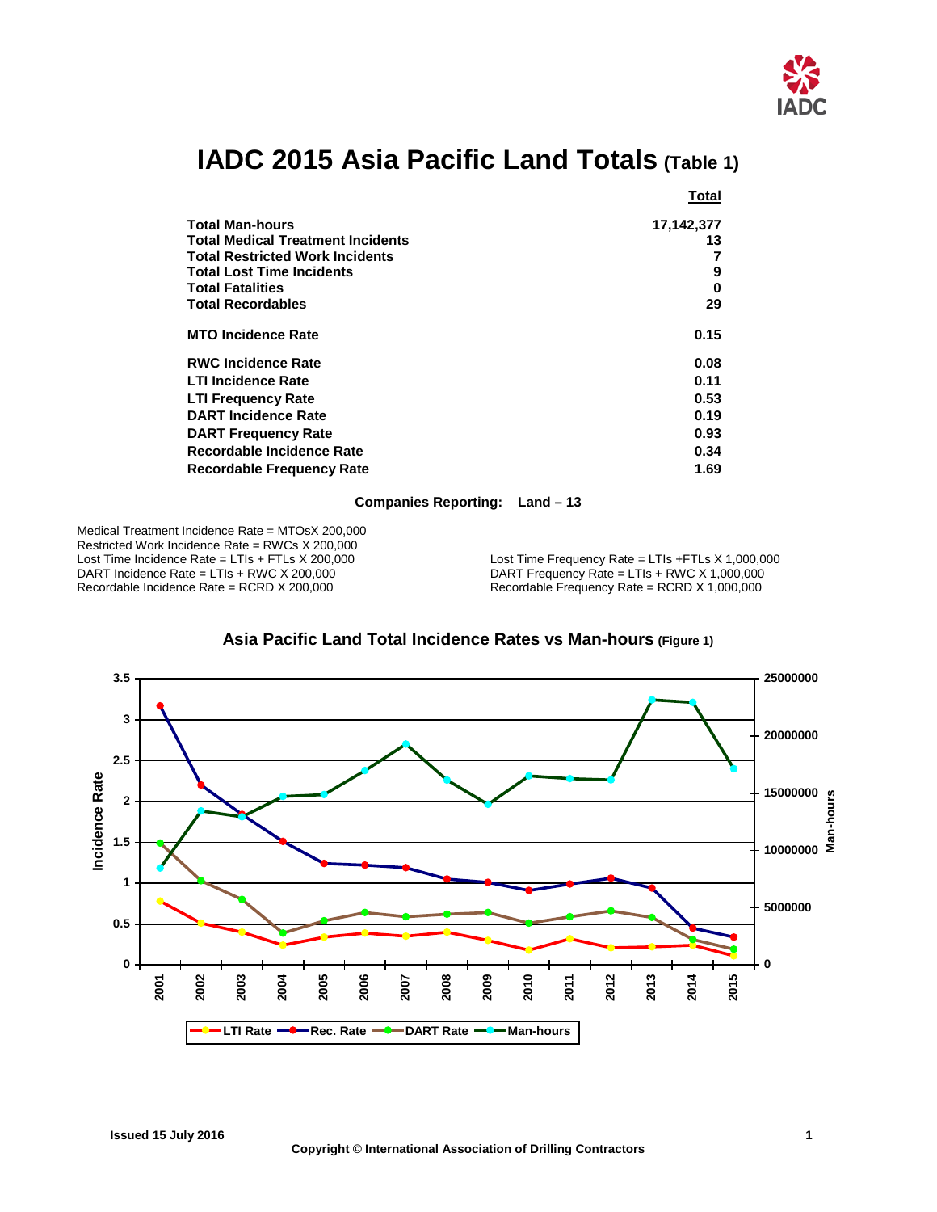# IADC 2015 Asia Pacific Land Totals (Table 1)

| | Total |
|---|---|
| **Total Man-hours** | **17,142,377** |
| **Total Medical Treatment Incidents** | **13** |
| **Total Restricted Work Incidents** | **7** |
| **Total Lost Time Incidents** | **9** |
| **Total Fatalities** | **0** |
| **Total Recordables** | **29** |
| **MTO Incidence Rate** | **0.15** |
| **RWC Incidence Rate** | **0.08** |
| **LTI Incidence Rate** | **0.11** |
| **LTI Frequency Rate** | **0.53** |
| **DART Incidence Rate** | **0.19** |
| **DART Frequency Rate** | **0.93** |
| **Recordable Incidence Rate** | **0.34** |
| **Recordable Frequency Rate** | **1.69** |

**Companies Reporting: Land – 13**

Medical Treatment Incidence Rate = MTOsX 200,000
Restricted Work Incidence Rate = RWCs X 200,000
Lost Time Incidence Rate = LTIs + FTLs X 200,000
DART Incidence Rate = LTIs + RWC X 200,000
Recordable Incidence Rate = RCRD X 200,000

Lost Time Frequency Rate = LTIs +FTLs X 1,000,000
DART Frequency Rate = LTIs + RWC X 1,000,000
Recordable Frequency Rate = RCRD X 1,000,000

## Asia Pacific Land Total Incidence Rates vs Man-hours (Figure 1)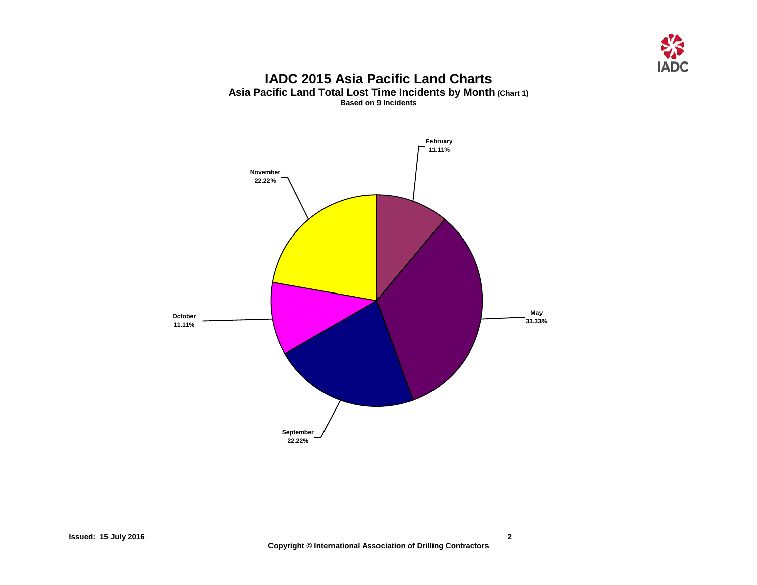# IADC 2015 Asia Pacific Land Charts

**Asia Pacific Land Total Lost Time Incidents by Month (Chart 1)**

**Based on 9 Incidents**

February 11.11%

May 33.33%

September 22.22%

October 11.11%

November 22.22%

**Issued: 15 July 2016**

**Copyright © International Association of Drilling Contractors**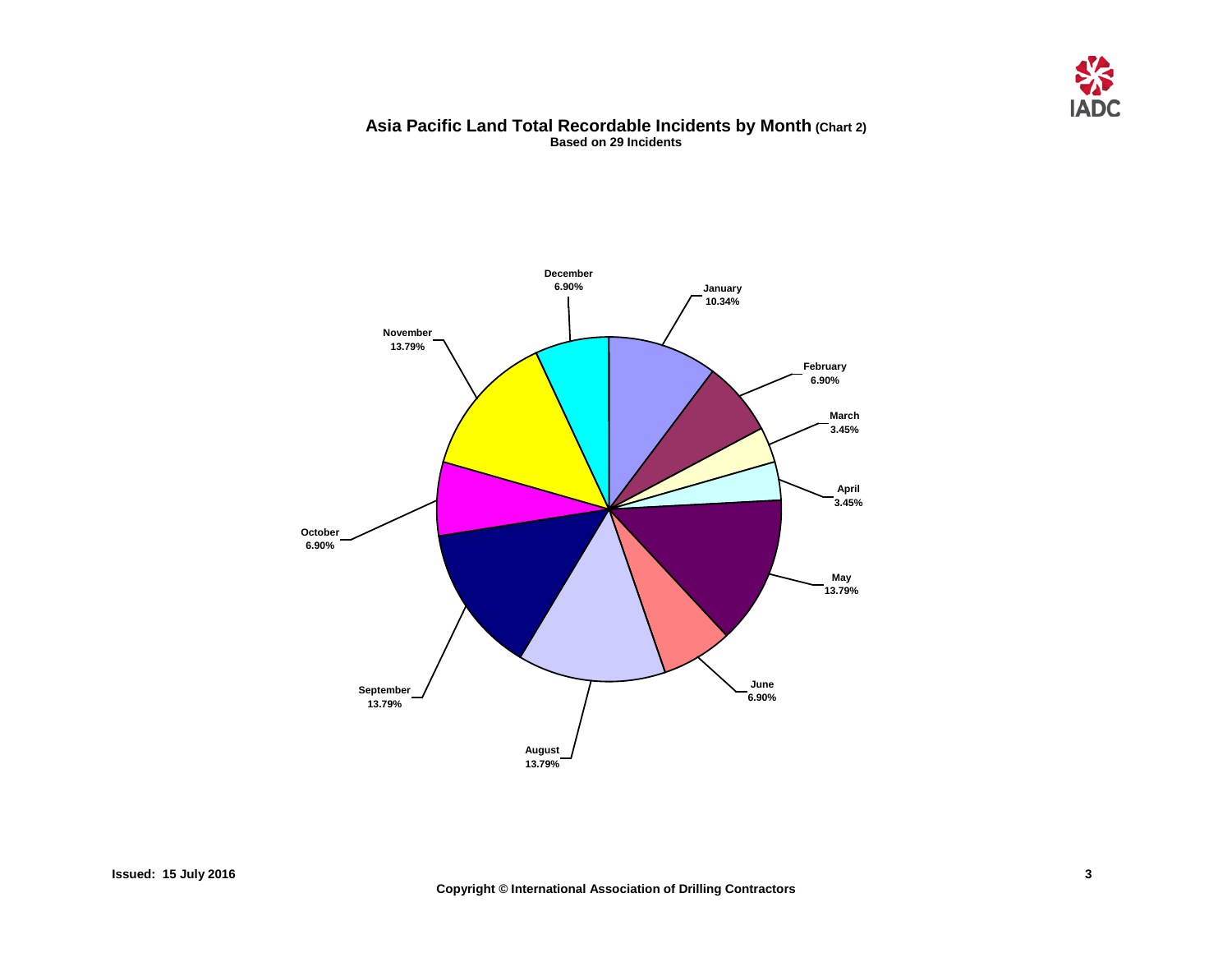## Asia Pacific Land Total Recordable Incidents by Month (Chart 2)

**Based on 29 Incidents**

| Month | Percentage |
|---|---|
| January | 10.34% |
| February | 6.90% |
| March | 3.45% |
| April | 3.45% |
| May | 13.79% |
| June | 6.90% |
| August | 13.79% |
| September | 13.79% |
| October | 6.90% |
| November | 13.79% |
| December | 6.90% |

**Issued: 15 July 2016**

**Copyright © International Association of Drilling Contractors**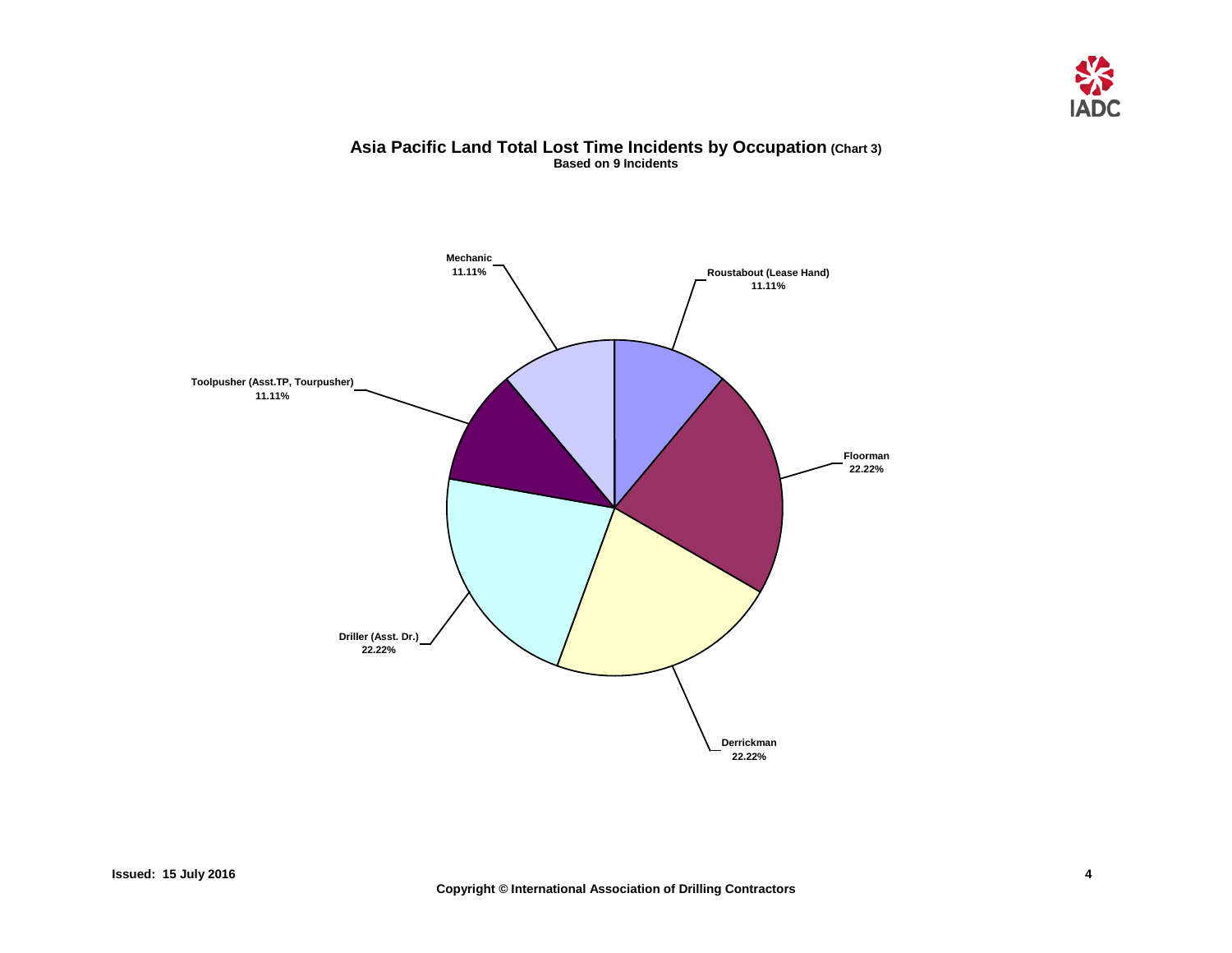## Asia Pacific Land Total Lost Time Incidents by Occupation (Chart 3)

**Based on 9 Incidents**

Mechanic
11.11%

Roustabout (Lease Hand)
11.11%

Toolpusher (Asst.TP, Tourpusher)
11.11%

Floorman
22.22%

Driller (Asst. Dr.)
22.22%

Derrickman
22.22%

**Issued: 15 July 2016**

**Copyright © International Association of Drilling Contractors**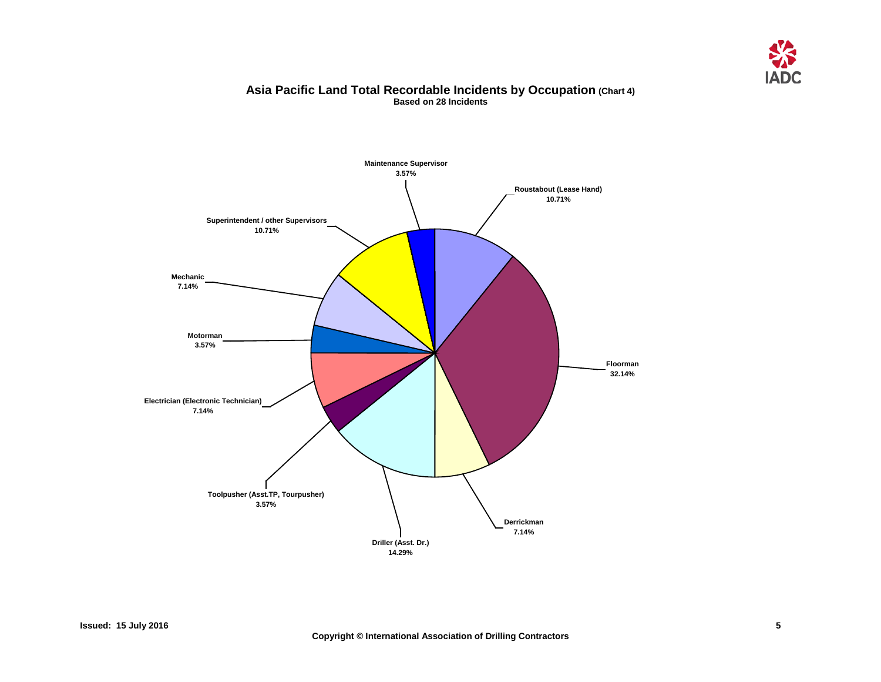## Asia Pacific Land Total Recordable Incidents by Occupation (Chart 4)

**Based on 28 Incidents**

| Occupation | Percentage |
|---|---|
| Maintenance Supervisor | 3.57% |
| Roustabout (Lease Hand) | 10.71% |
| Floorman | 32.14% |
| Derrickman | 7.14% |
| Driller (Asst. Dr.) | 14.29% |
| Toolpusher (Asst.TP, Tourpusher) | 3.57% |
| Electrician (Electronic Technician) | 7.14% |
| Motorman | 3.57% |
| Mechanic | 7.14% |
| Superintendent / other Supervisors | 10.71% |

**Issued: 15 July 2016**

**Copyright © International Association of Drilling Contractors**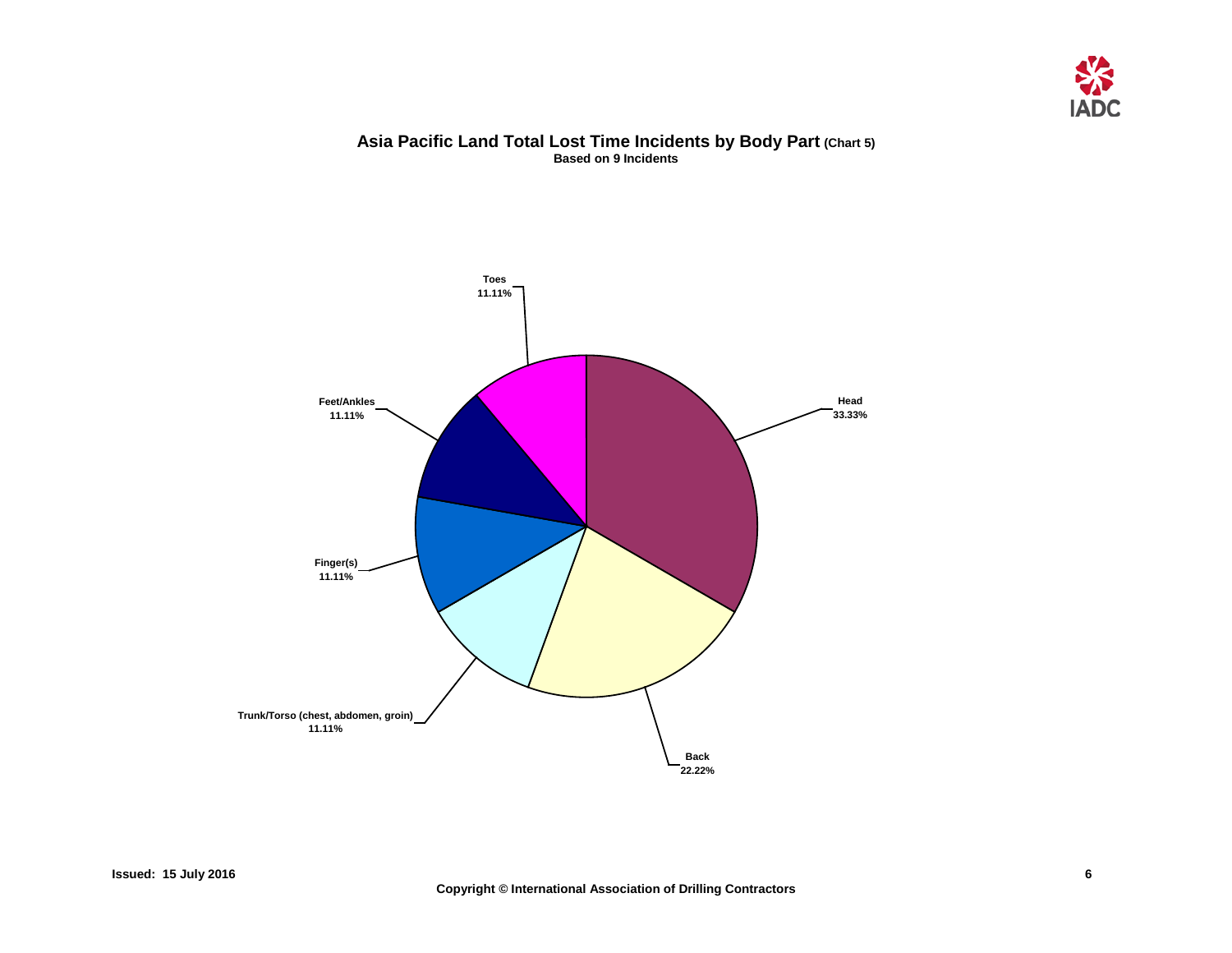## Asia Pacific Land Total Lost Time Incidents by Body Part (Chart 5)

**Based on 9 Incidents**

| Body Part | Percentage |
|---|---|
| Head | 33.33% |
| Back | 22.22% |
| Trunk/Torso (chest, abdomen, groin) | 11.11% |
| Finger(s) | 11.11% |
| Feet/Ankles | 11.11% |
| Toes | 11.11% |

**Issued: 15 July 2016**

**Copyright © International Association of Drilling Contractors**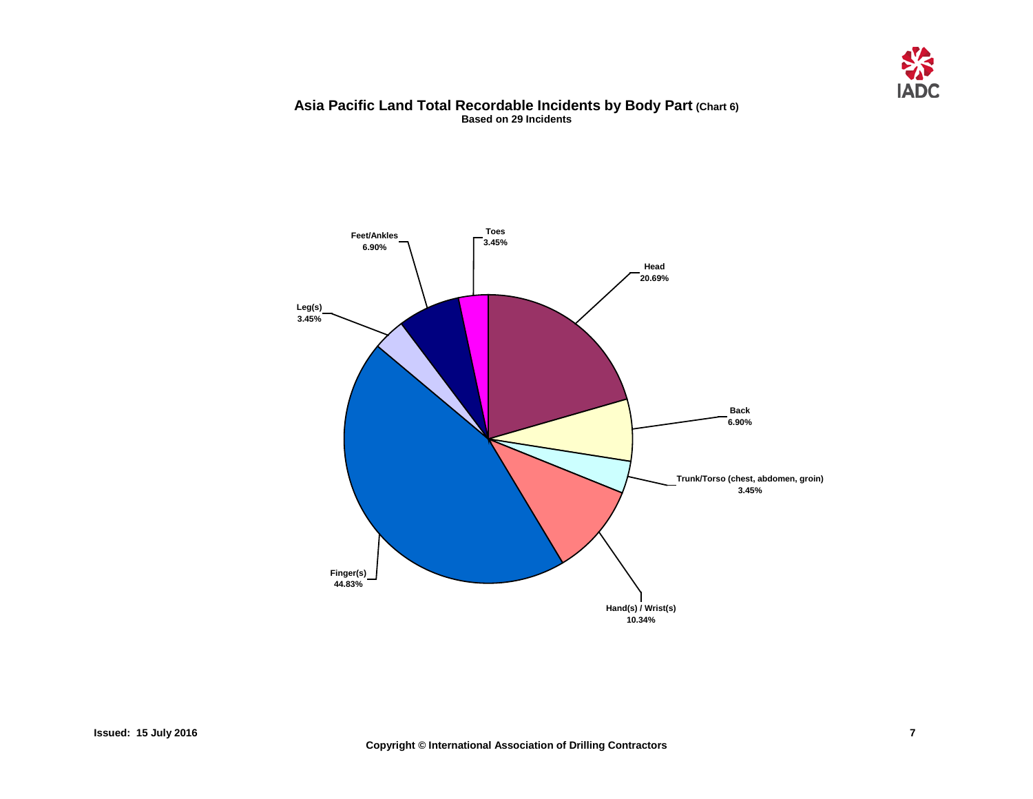## Asia Pacific Land Total Recordable Incidents by Body Part (Chart 6)

**Based on 29 Incidents**

| Body Part | Percentage |
|---|---|
| Head | 20.69% |
| Back | 6.90% |
| Trunk/Torso (chest, abdomen, groin) | 3.45% |
| Hand(s) / Wrist(s) | 10.34% |
| Finger(s) | 44.83% |
| Leg(s) | 3.45% |
| Feet/Ankles | 6.90% |
| Toes | 3.45% |

Issued: 15 July 2016

Copyright © International Association of Drilling Contractors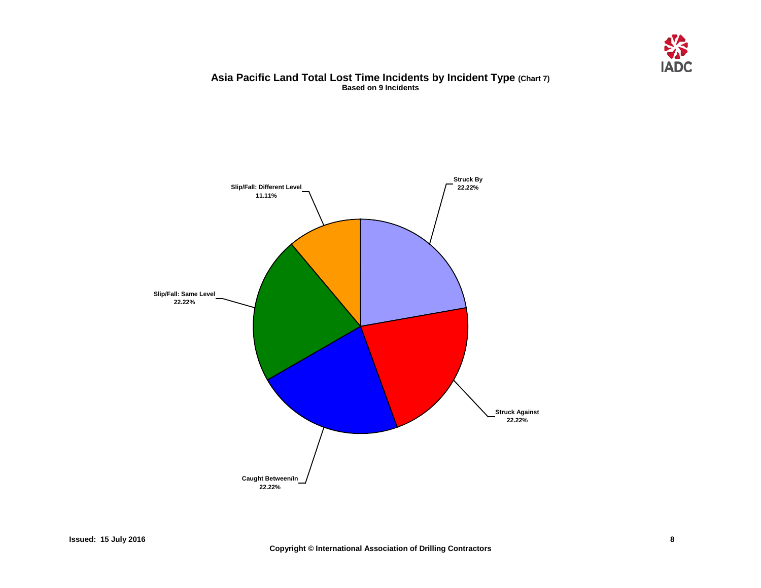## Asia Pacific Land Total Lost Time Incidents by Incident Type (Chart 7)

**Based on 9 Incidents**

**Struck By**
22.22%

**Struck Against**
22.22%

**Caught Between/In**
22.22%

**Slip/Fall: Same Level**
22.22%

**Slip/Fall: Different Level**
11.11%

**Issued: 15 July 2016**

**Copyright © International Association of Drilling Contractors**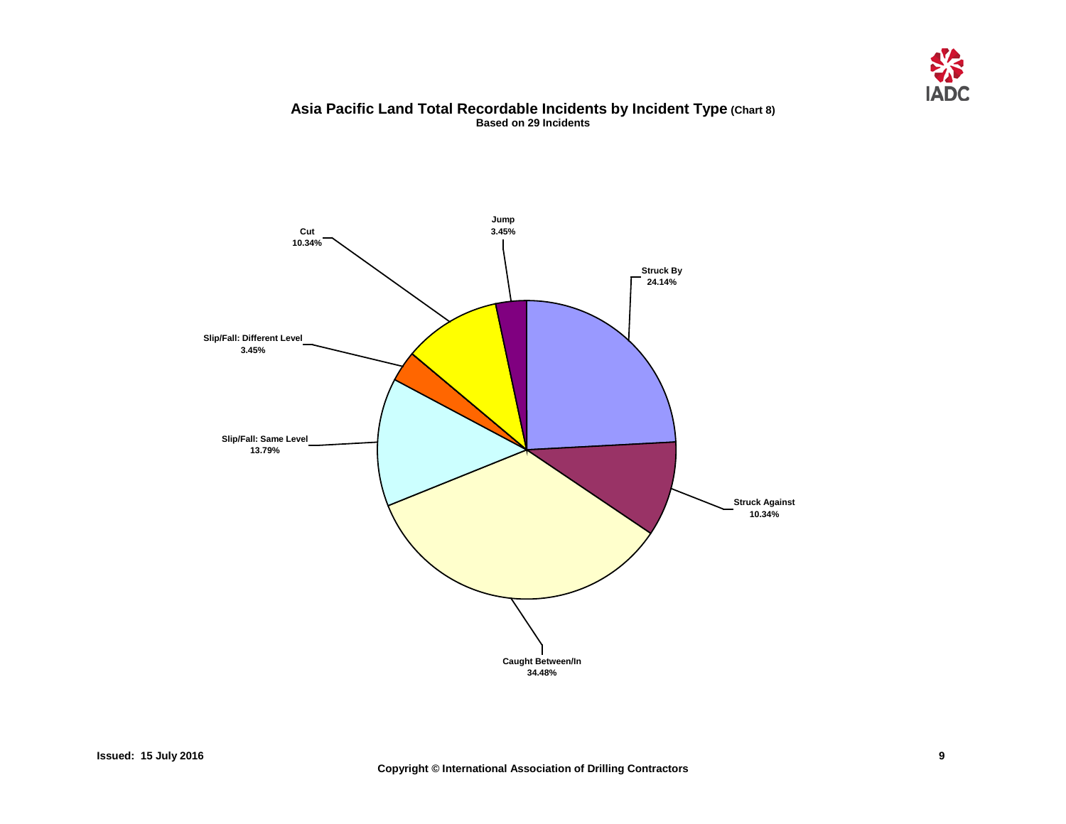## Asia Pacific Land Total Recordable Incidents by Incident Type (Chart 8)

**Based on 29 Incidents**

| Incident Type | Percentage |
|---|---|
| Jump | 3.45% |
| Struck By | 24.14% |
| Struck Against | 10.34% |
| Caught Between/In | 34.48% |
| Slip/Fall: Same Level | 13.79% |
| Slip/Fall: Different Level | 3.45% |
| Cut | 10.34% |

**Issued: 15 July 2016**

**Copyright © International Association of Drilling Contractors**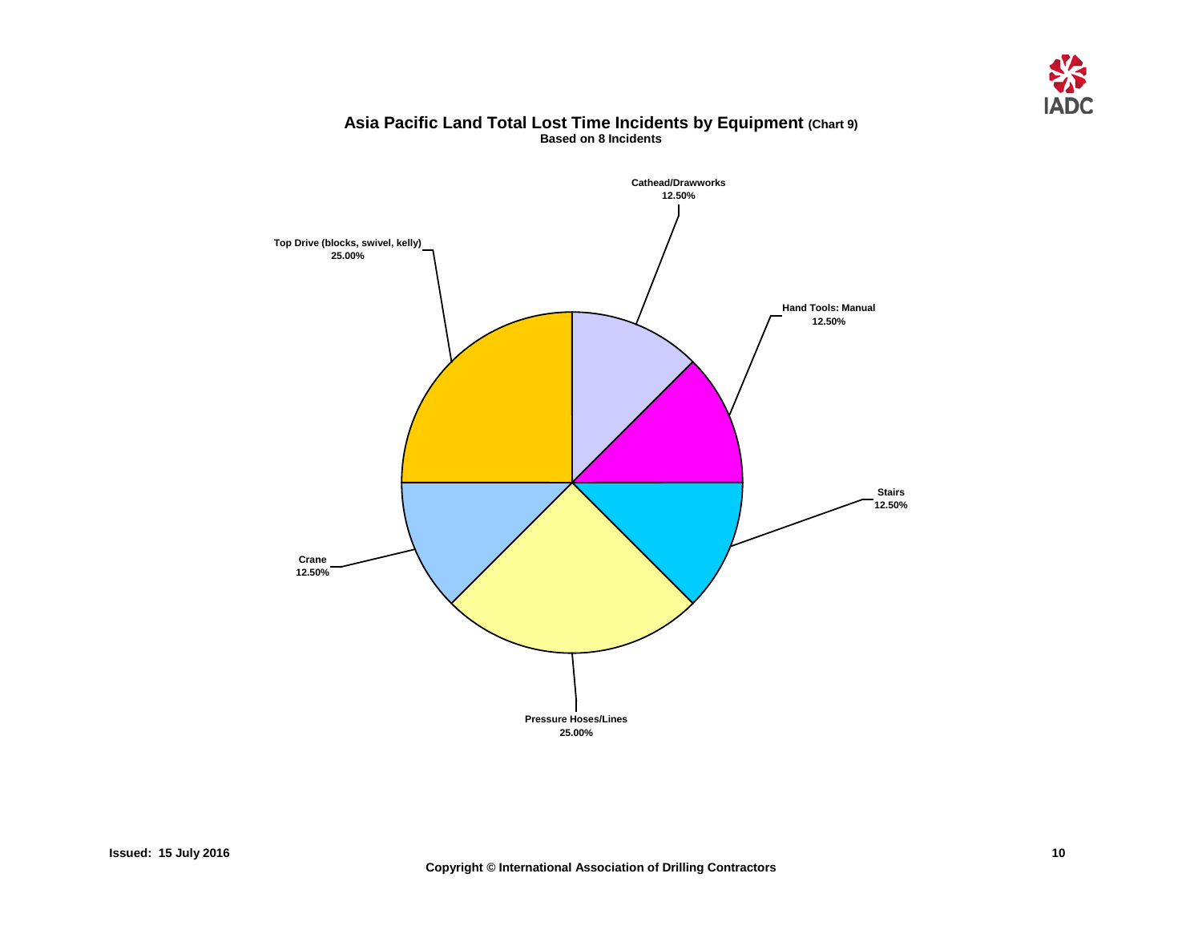# Asia Pacific Land Total Lost Time Incidents by Equipment (Chart 9)

**Based on 8 Incidents**

Cathead/Drawworks
12.50%

Hand Tools: Manual
12.50%

Stairs
12.50%

Pressure Hoses/Lines
25.00%

Crane
12.50%

Top Drive (blocks, swivel, kelly)
25.00%

Issued: 15 July 2016

Copyright © International Association of Drilling Contractors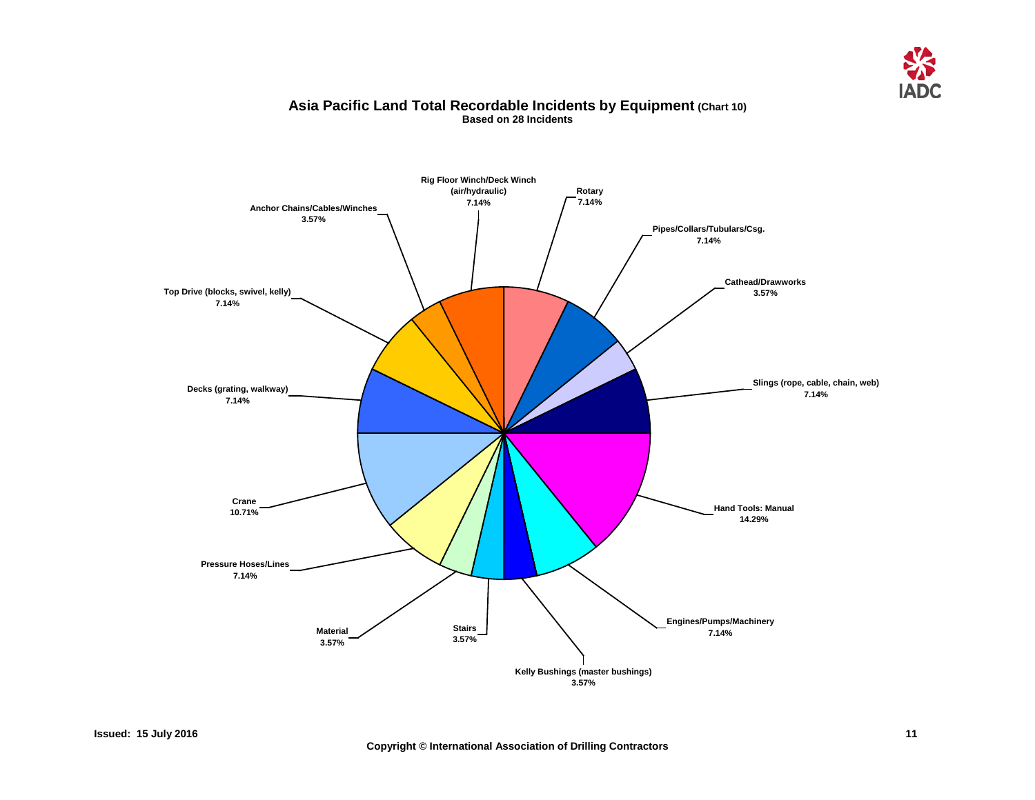## Asia Pacific Land Total Recordable Incidents by Equipment (Chart 10)

**Based on 28 Incidents**

| Equipment | Percentage |
| --- | --- |
| Rig Floor Winch/Deck Winch (air/hydraulic) | 7.14% |
| Rotary | 7.14% |
| Pipes/Collars/Tubulars/Csg. | 7.14% |
| Cathead/Drawworks | 3.57% |
| Slings (rope, cable, chain, web) | 7.14% |
| Hand Tools: Manual | 14.29% |
| Engines/Pumps/Machinery | 7.14% |
| Kelly Bushings (master bushings) | 3.57% |
| Stairs | 3.57% |
| Material | 3.57% |
| Pressure Hoses/Lines | 7.14% |
| Crane | 10.71% |
| Decks (grating, walkway) | 7.14% |
| Top Drive (blocks, swivel, kelly) | 7.14% |
| Anchor Chains/Cables/Winches | 3.57% |

Issued: 15 July 2016

Copyright © International Association of Drilling Contractors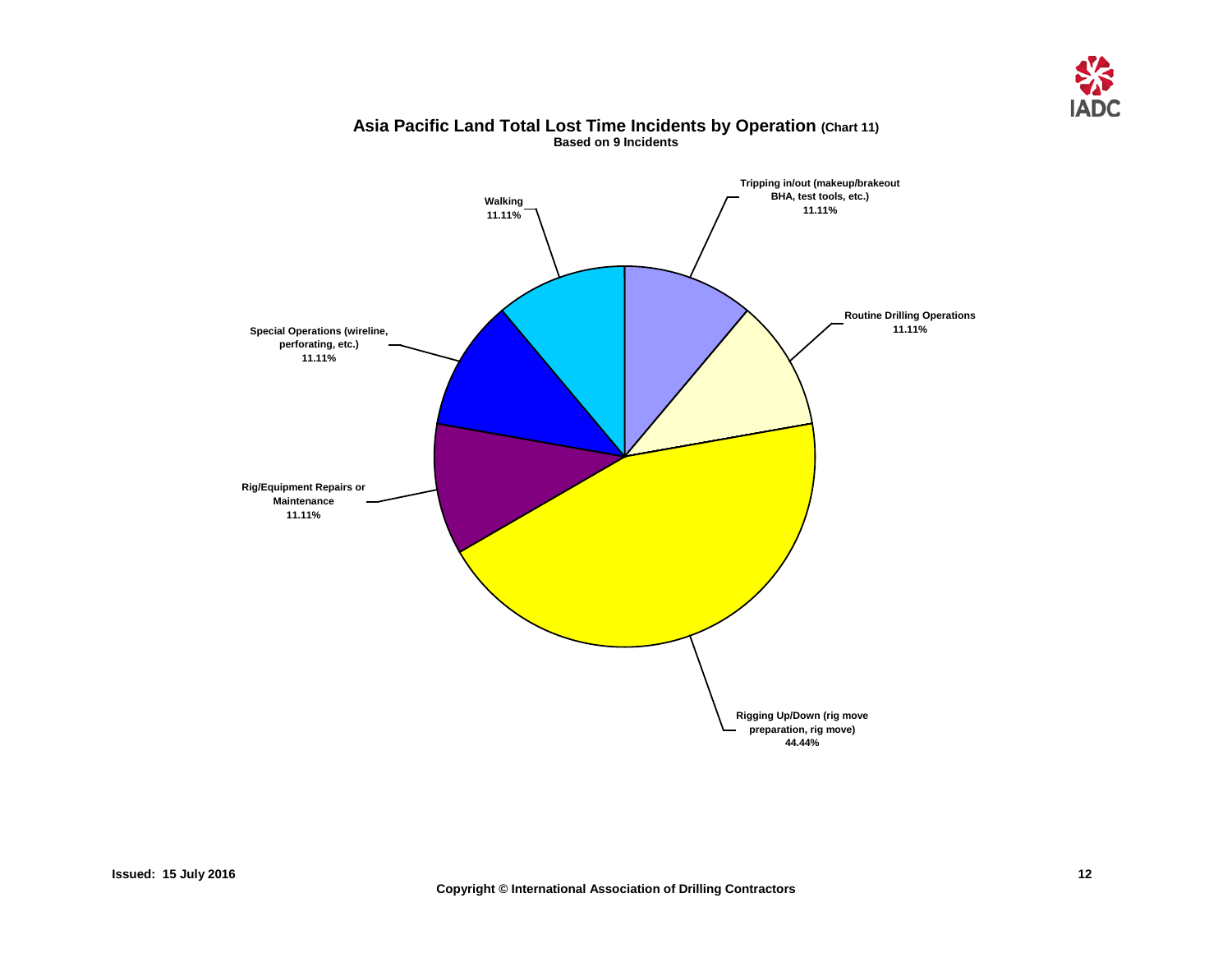## Asia Pacific Land Total Lost Time Incidents by Operation (Chart 11)

**Based on 9 Incidents**

| Operation | Percentage |
|---|---|
| Tripping in/out (makeup/brakeout BHA, test tools, etc.) | 11.11% |
| Routine Drilling Operations | 11.11% |
| Rigging Up/Down (rig move preparation, rig move) | 44.44% |
| Rig/Equipment Repairs or Maintenance | 11.11% |
| Special Operations (wireline, perforating, etc.) | 11.11% |
| Walking | 11.11% |

Issued: 15 July 2016

Copyright © International Association of Drilling Contractors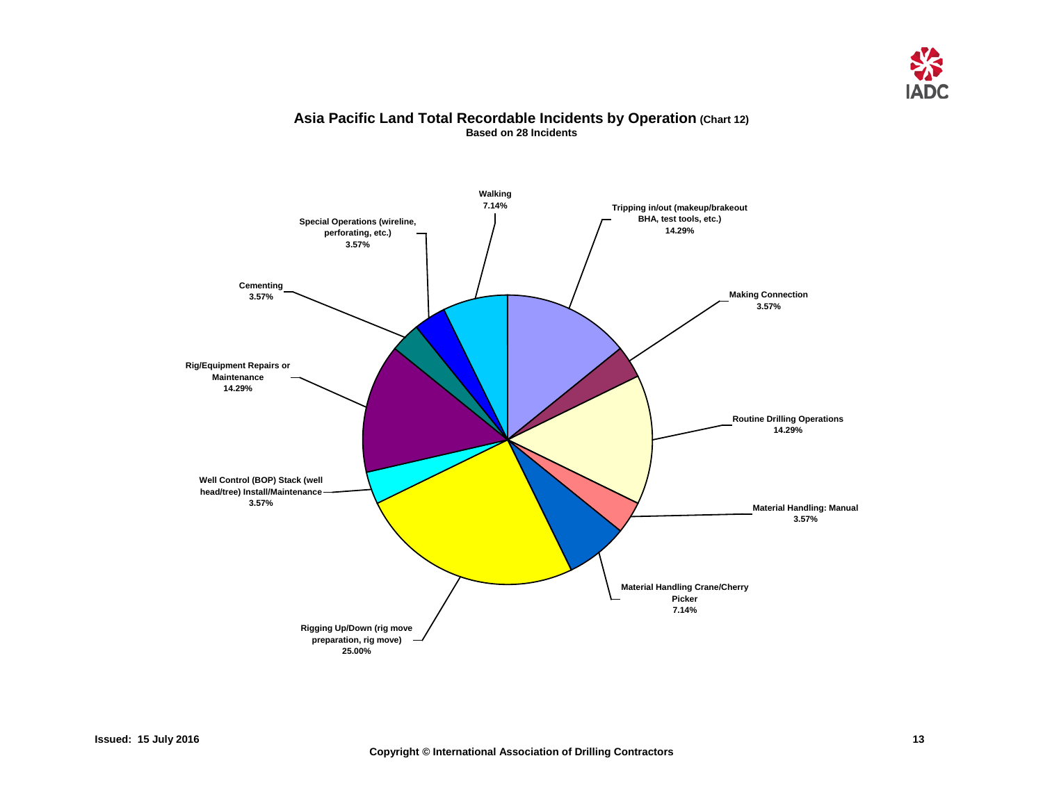## Asia Pacific Land Total Recordable Incidents by Operation (Chart 12)

**Based on 28 Incidents**

| Operation | Percentage |
| --- | --- |
| Tripping in/out (makeup/brakeout BHA, test tools, etc.) | 14.29% |
| Making Connection | 3.57% |
| Routine Drilling Operations | 14.29% |
| Material Handling: Manual | 3.57% |
| Material Handling Crane/Cherry Picker | 7.14% |
| Rigging Up/Down (rig move preparation, rig move) | 25.00% |
| Well Control (BOP) Stack (well head/tree) Install/Maintenance | 3.57% |
| Rig/Equipment Repairs or Maintenance | 14.29% |
| Cementing | 3.57% |
| Special Operations (wireline, perforating, etc.) | 3.57% |
| Walking | 7.14% |

Issued: 15 July 2016

Copyright © International Association of Drilling Contractors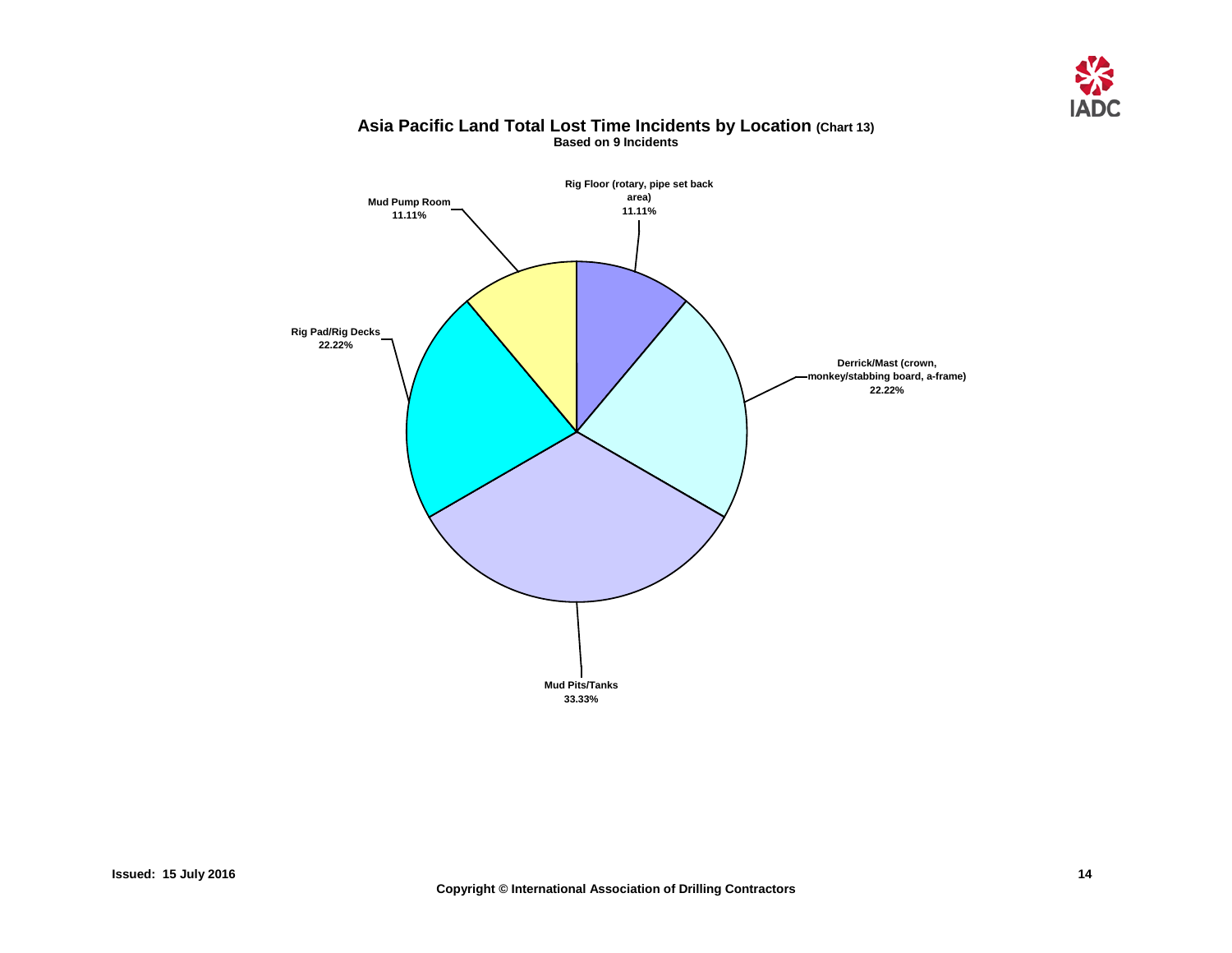## Asia Pacific Land Total Lost Time Incidents by Location (Chart 13)

**Based on 9 Incidents**

Rig Floor (rotary, pipe set back area)
11.11%

Mud Pump Room
11.11%

Rig Pad/Rig Decks
22.22%

Derrick/Mast (crown, monkey/stabbing board, a-frame)
22.22%

Mud Pits/Tanks
33.33%

**Issued: 15 July 2016**

**Copyright © International Association of Drilling Contractors**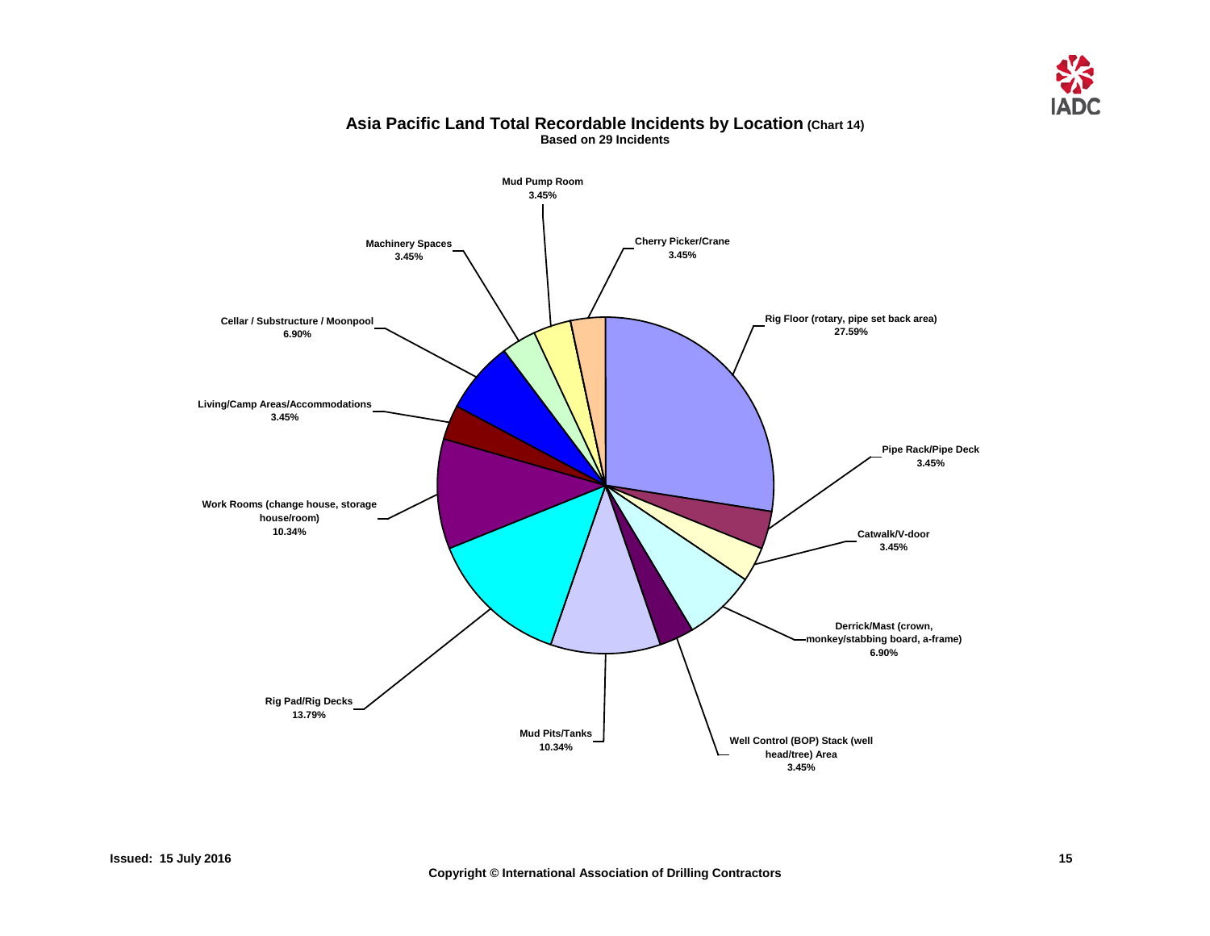# Asia Pacific Land Total Recordable Incidents by Location (Chart 14)

**Based on 29 Incidents**

| Location | Percentage |
| --- | --- |
| Rig Floor (rotary, pipe set back area) | 27.59% |
| Pipe Rack/Pipe Deck | 3.45% |
| Catwalk/V-door | 3.45% |
| Derrick/Mast (crown, monkey/stabbing board, a-frame) | 6.90% |
| Well Control (BOP) Stack (well head/tree) Area | 3.45% |
| Mud Pits/Tanks | 10.34% |
| Rig Pad/Rig Decks | 13.79% |
| Work Rooms (change house, storage house/room) | 10.34% |
| Living/Camp Areas/Accommodations | 3.45% |
| Cellar / Substructure / Moonpool | 6.90% |
| Machinery Spaces | 3.45% |
| Mud Pump Room | 3.45% |
| Cherry Picker/Crane | 3.45% |

Issued: 15 July 2016

Copyright © International Association of Drilling Contractors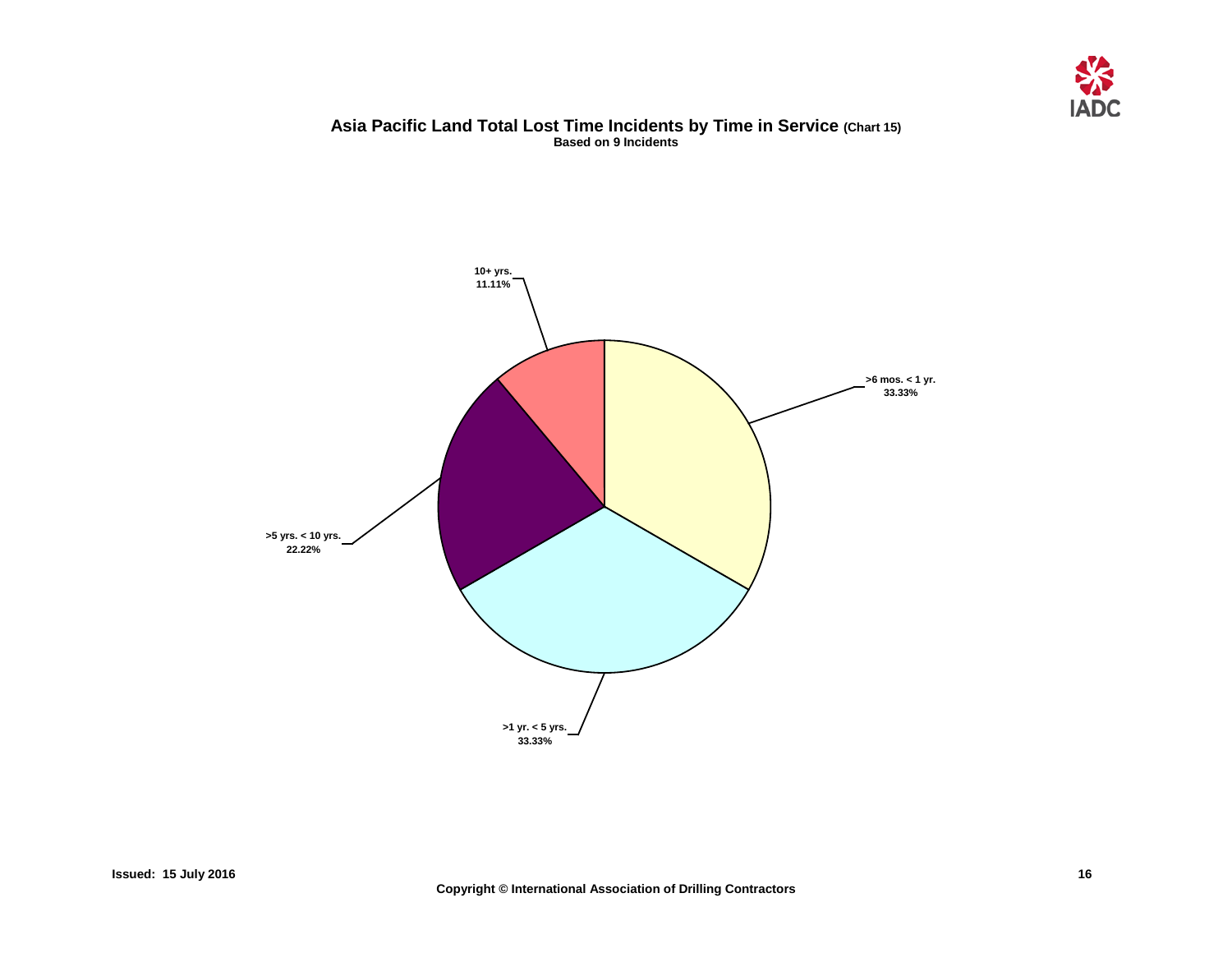## Asia Pacific Land Total Lost Time Incidents by Time in Service (Chart 15)

**Based on 9 Incidents**

10+ yrs. 11.11%

>6 mos. < 1 yr. 33.33%

>5 yrs. < 10 yrs. 22.22%

>1 yr. < 5 yrs. 33.33%

Issued: 15 July 2016

Copyright © International Association of Drilling Contractors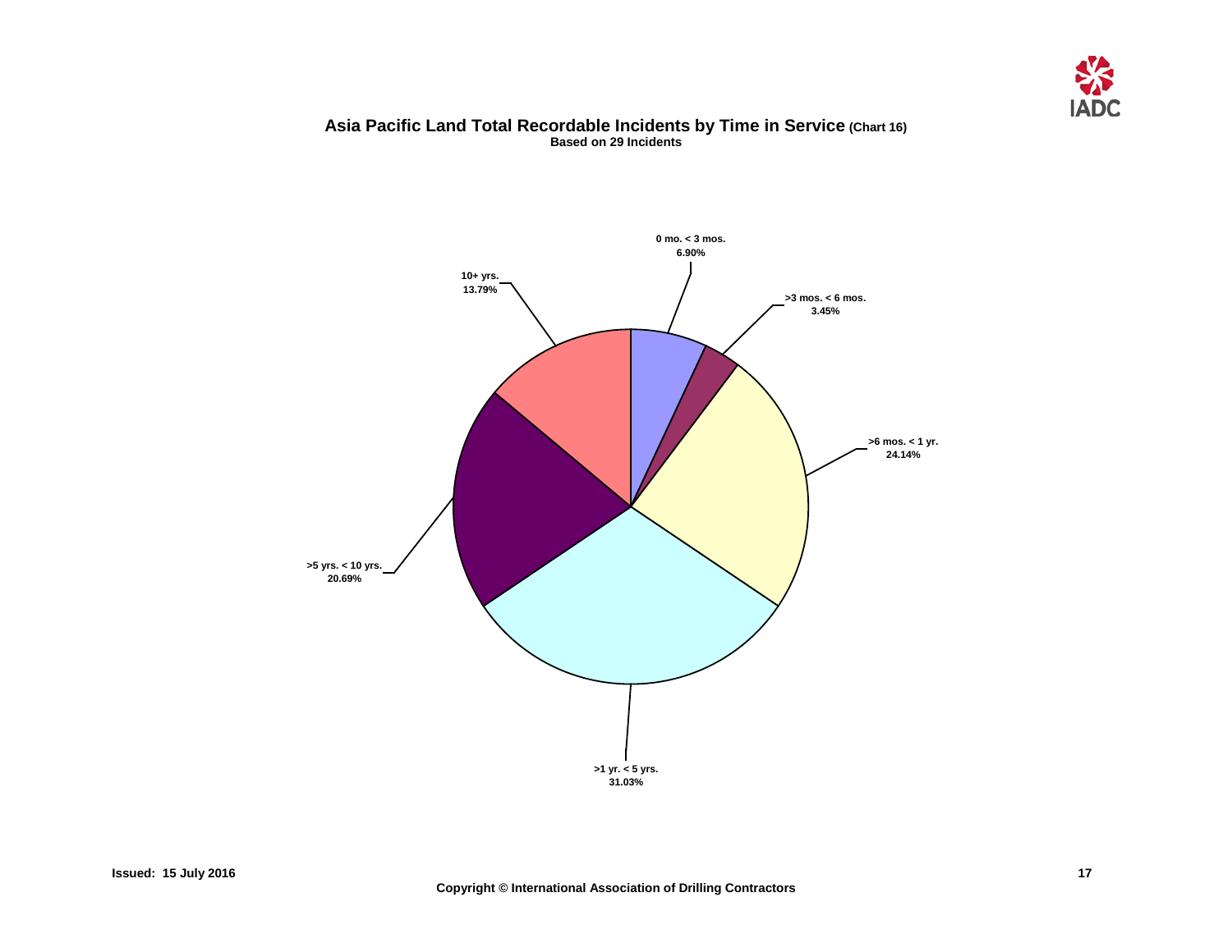## Asia Pacific Land Total Recordable Incidents by Time in Service (Chart 16)

**Based on 29 Incidents**

| Time in Service | Percentage |
| --- | --- |
| 0 mo. < 3 mos. | 6.90% |
| >3 mos. < 6 mos. | 3.45% |
| >6 mos. < 1 yr. | 24.14% |
| >1 yr. < 5 yrs. | 31.03% |
| >5 yrs. < 10 yrs. | 20.69% |
| 10+ yrs. | 13.79% |

**Issued: 15 July 2016**

**Copyright © International Association of Drilling Contractors**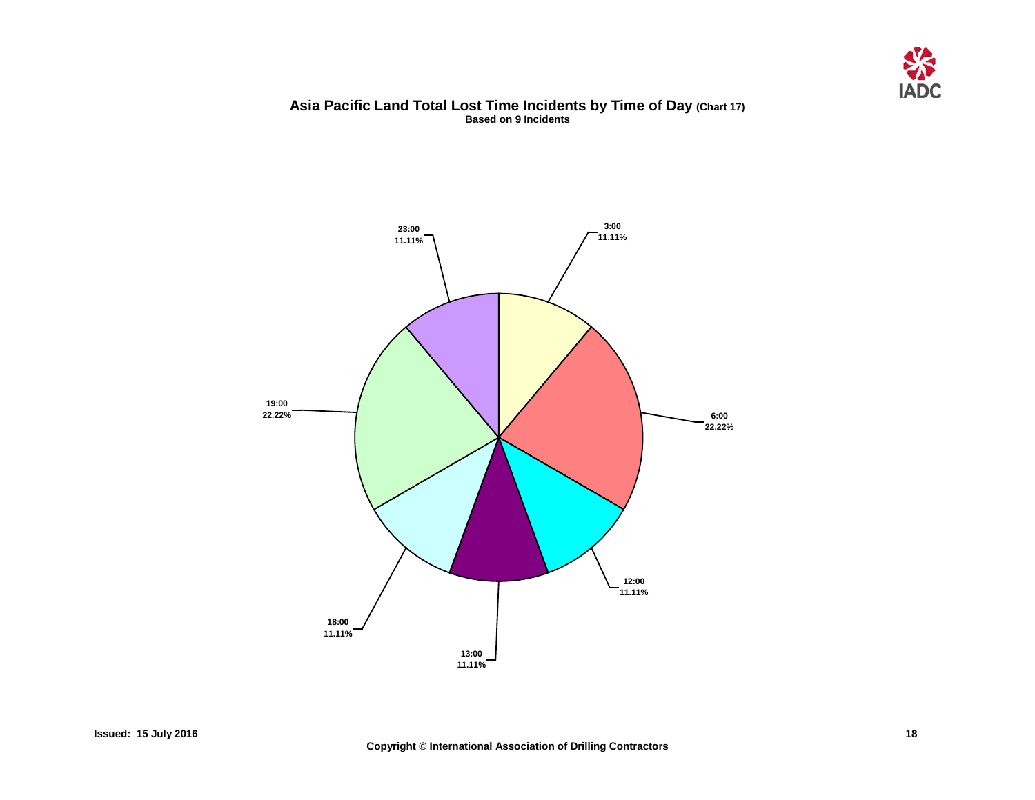# Asia Pacific Land Total Lost Time Incidents by Time of Day (Chart 17)

**Based on 9 Incidents**

| Time of Day | Percentage |
| --- | --- |
| 3:00 | 11.11% |
| 6:00 | 22.22% |
| 12:00 | 11.11% |
| 13:00 | 11.11% |
| 18:00 | 11.11% |
| 19:00 | 22.22% |
| 23:00 | 11.11% |

Issued: 15 July 2016

Copyright © International Association of Drilling Contractors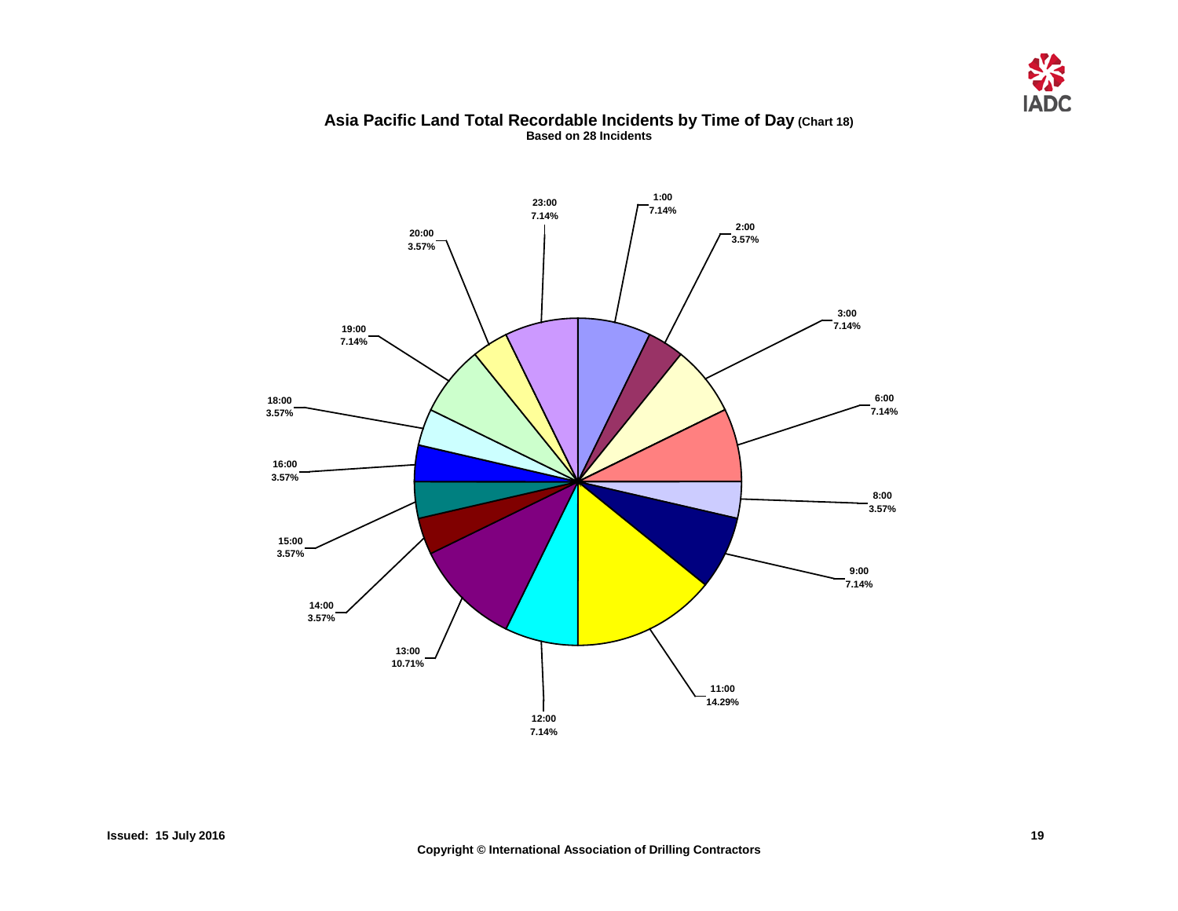# Asia Pacific Land Total Recordable Incidents by Time of Day (Chart 18)

**Based on 28 Incidents**

| Time of Day | Percentage |
| --- | --- |
| 1:00 | 7.14% |
| 2:00 | 3.57% |
| 3:00 | 7.14% |
| 6:00 | 7.14% |
| 8:00 | 3.57% |
| 9:00 | 7.14% |
| 11:00 | 14.29% |
| 12:00 | 7.14% |
| 13:00 | 10.71% |
| 14:00 | 3.57% |
| 15:00 | 3.57% |
| 16:00 | 3.57% |
| 18:00 | 3.57% |
| 19:00 | 7.14% |
| 20:00 | 3.57% |
| 23:00 | 7.14% |

**Issued: 15 July 2016**

**Copyright © International Association of Drilling Contractors**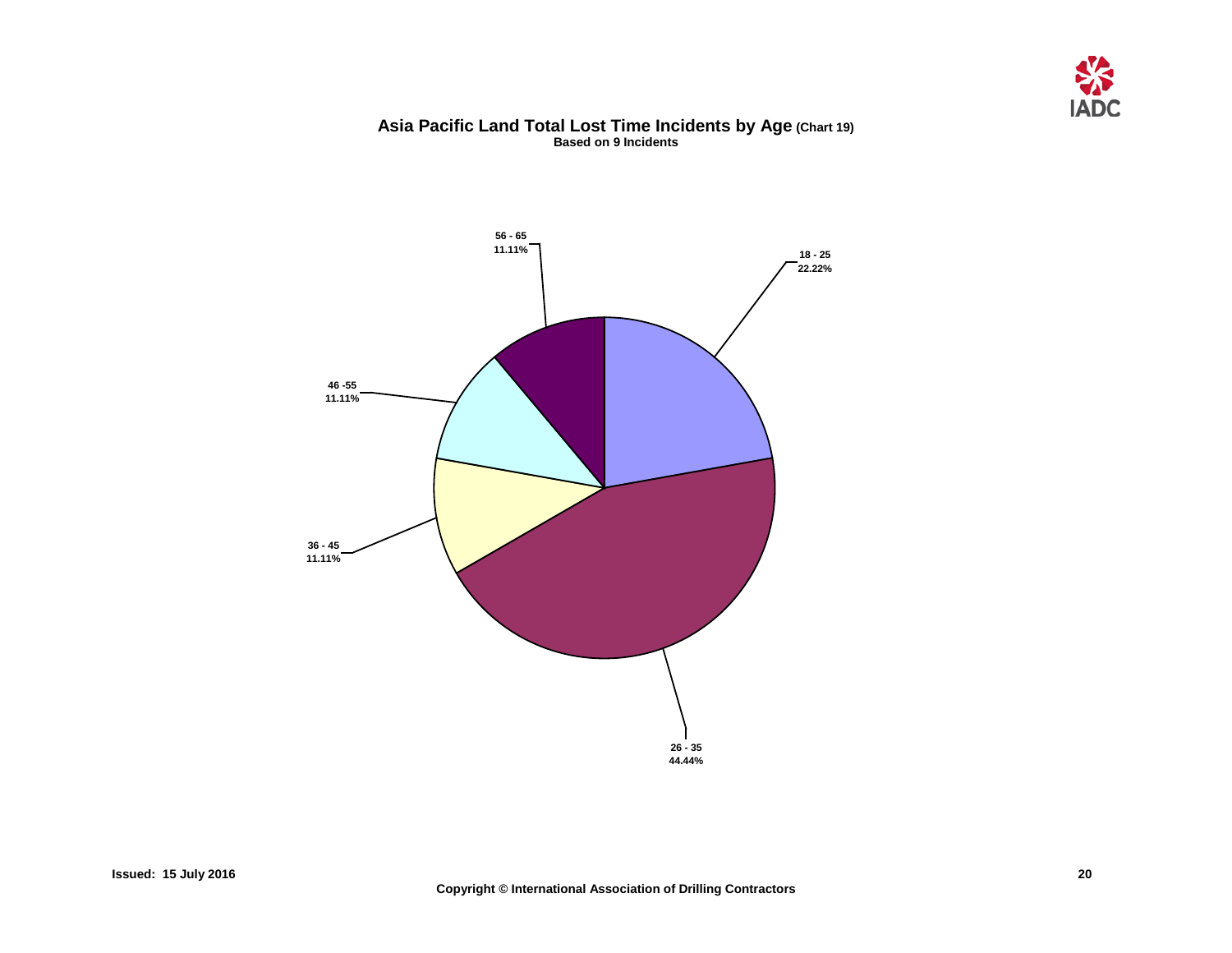## Asia Pacific Land Total Lost Time Incidents by Age (Chart 19)

**Based on 9 Incidents**

| Age | Percentage |
|---|---|
| 18 - 25 | 22.22% |
| 26 - 35 | 44.44% |
| 36 - 45 | 11.11% |
| 46 -55 | 11.11% |
| 56 - 65 | 11.11% |

Issued: 15 July 2016

Copyright © International Association of Drilling Contractors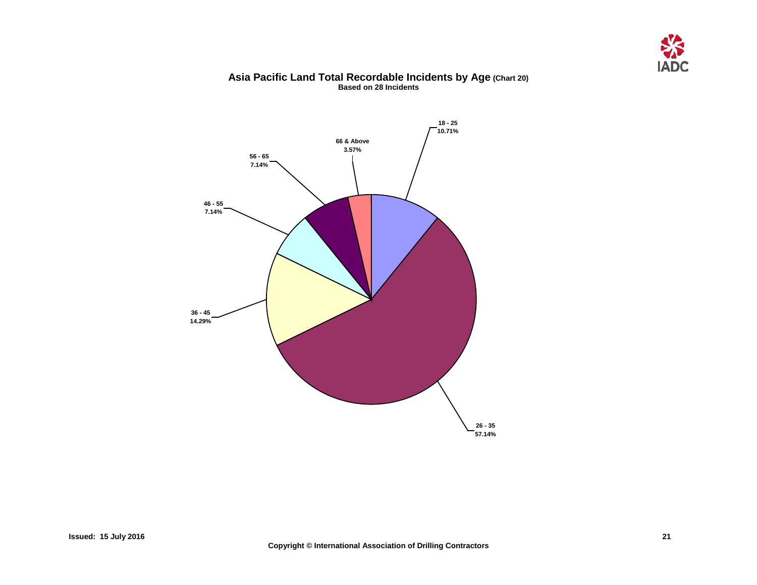# Asia Pacific Land Total Recordable Incidents by Age (Chart 20)

Based on 28 Incidents

18 - 25
10.71%

66 & Above
3.57%

56 - 65
7.14%

46 - 55
7.14%

36 - 45
14.29%

26 - 35
57.14%

Issued: 15 July 2016

Copyright © International Association of Drilling Contractors